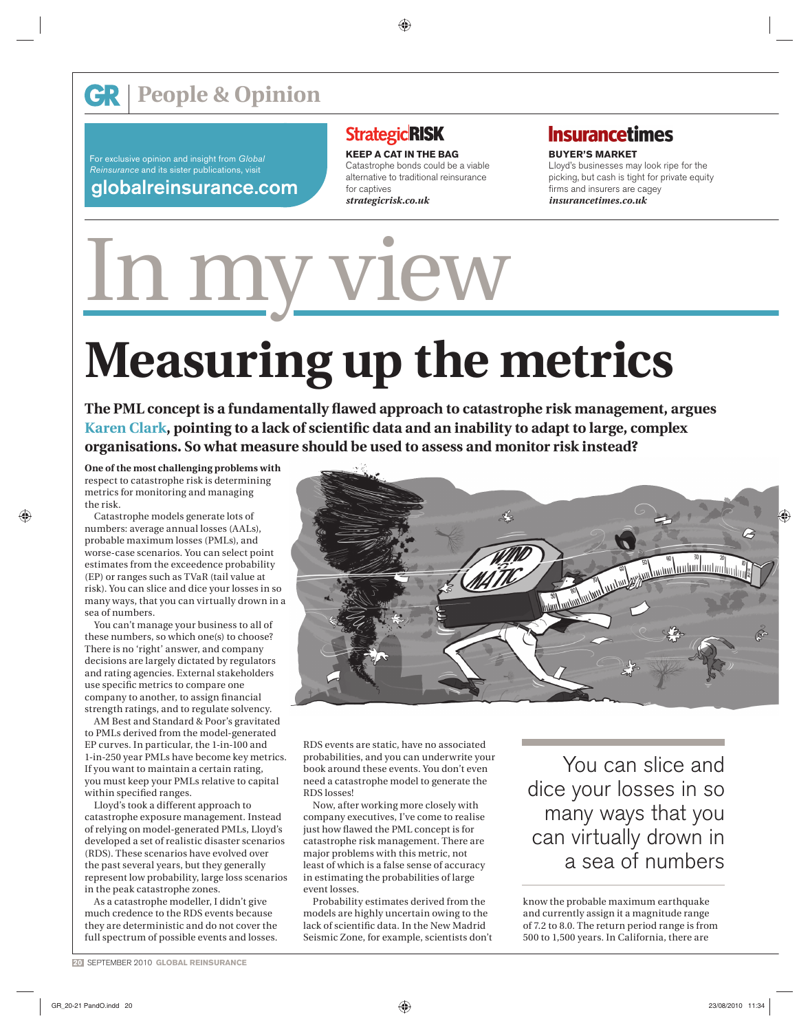# People & Opinion

For exclusive opinion and insight from *Global Reinsurance* and its sister publications, visit **globalreinsurance.com**

**StrategicRISK**

**KEEP A CAT IN THE BAG**
Catastrophe bonds could be a viable alternative to traditional reinsurance for captives
***strategicrisk.co.uk***

**Insurancetimes**

**BUYER'S MARKET**
Lloyd's businesses may look ripe for the picking, but cash is tight for private equity firms and insurers are cagey
***insurancetimes.co.uk***

# In my view

# Measuring up the metrics

**The PML concept is a fundamentally flawed approach to catastrophe risk management, argues Karen Clark, pointing to a lack of scientific data and an inability to adapt to large, complex organisations. So what measure should be used to assess and monitor risk instead?**

**One of the most challenging problems with** respect to catastrophe risk is determining metrics for monitoring and managing the risk.

Catastrophe models generate lots of numbers: average annual losses (AALs), probable maximum losses (PMLs), and worse-case scenarios. You can select point estimates from the exceedence probability (EP) or ranges such as TVaR (tail value at risk). You can slice and dice your losses in so many ways, that you can virtually drown in a sea of numbers.

You can't manage your business to all of these numbers, so which one(s) to choose? There is no 'right' answer, and company decisions are largely dictated by regulators and rating agencies. External stakeholders use specific metrics to compare one company to another, to assign financial strength ratings, and to regulate solvency.

AM Best and Standard & Poor's gravitated to PMLs derived from the model-generated EP curves. In particular, the 1-in-100 and 1-in-250 year PMLs have become key metrics. If you want to maintain a certain rating, you must keep your PMLs relative to capital within specified ranges.

Lloyd's took a different approach to catastrophe exposure management. Instead of relying on model-generated PMLs, Lloyd's developed a set of realistic disaster scenarios (RDS). These scenarios have evolved over the past several years, but they generally represent low probability, large loss scenarios in the peak catastrophe zones.

As a catastrophe modeller, I didn't give much credence to the RDS events because they are deterministic and do not cover the full spectrum of possible events and losses. RDS events are static, have no associated probabilities, and you can underwrite your book around these events. You don't even need a catastrophe model to generate the RDS losses!

Now, after working more closely with company executives, I've come to realise just how flawed the PML concept is for catastrophe risk management. There are major problems with this metric, not least of which is a false sense of accuracy in estimating the probabilities of large event losses.

Probability estimates derived from the models are highly uncertain owing to the lack of scientific data. In the New Madrid Seismic Zone, for example, scientists don't know the probable maximum earthquake and currently assign it a magnitude range of 7.2 to 8.0. The return period range is from 500 to 1,500 years. In California, there are

> You can slice and dice your losses in so many ways that you can virtually drown in a sea of numbers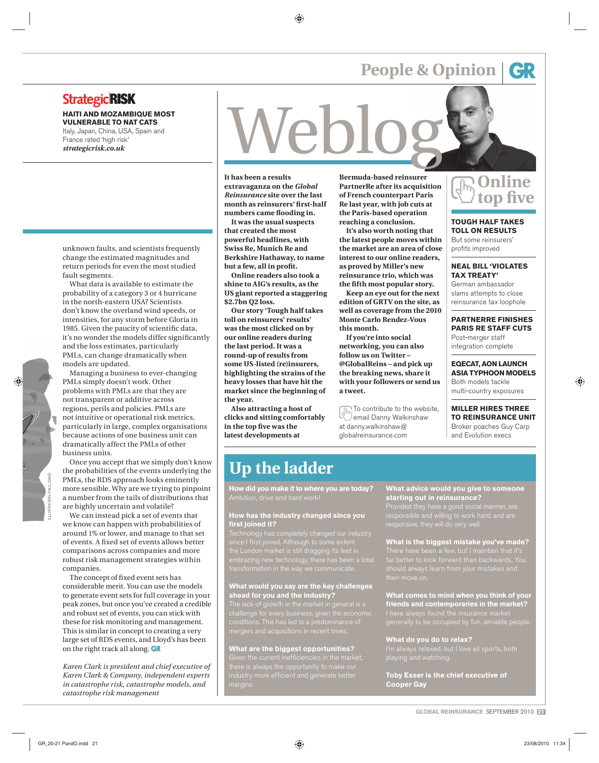## StrategicRISK

**HAITI AND MOZAMBIQUE MOST VULNERABLE TO NAT CATS**
Italy, Japan, China, USA, Spain and France rated 'high risk'
***strategicrisk.co.uk***

unknown faults, and scientists frequently change the estimated magnitudes and return periods for even the most studied fault segments.

What data is available to estimate the probability of a category 3 or 4 hurricane in the north-eastern USA? Scientists don't know the overland wind speeds, or intensities, for any storm before Gloria in 1985. Given the paucity of scientific data, it's no wonder the models differ significantly and the loss estimates, particularly PMLs, can change dramatically when models are updated.

Managing a business to ever-changing PMLs simply doesn't work. Other problems with PMLs are that they are not transparent or additive across regions, perils and policies. PMLs are not intuitive or operational risk metrics, particularly in large, complex organisations because actions of one business unit can dramatically affect the PMLs of other business units.

Once you accept that we simply don't know the probabilities of the events underlying the PMLs, the RDS approach looks eminently more sensible. Why are we trying to pinpoint a number from the tails of distributions that are highly uncertain and volatile?

We can instead pick a set of events that we know can happen with probabilities of around 1% or lower, and manage to that set of events. A fixed set of events allows better comparisons across companies and more robust risk management strategies within companies.

The concept of fixed event sets has considerable merit. You can use the models to generate event sets for full coverage in your peak zones, but once you've created a credible and robust set of events, you can stick with these for risk monitoring and management. This is similar in concept to creating a very large set of RDS events, and Lloyd's has been on the right track all along. **GR**

*Karen Clark is president and chief executive of Karen Clark & Company, independent experts in catastrophe risk, catastrophe models, and catastrophe risk management*

ILLUSTRATION: PAUL DAVIZ

# Weblog

**It has been a results extravaganza on the *Global Reinsurance* site over the last month as reinsurers' first-half numbers came flooding in.**

**It was the usual suspects that created the most powerful headlines, with Swiss Re, Munich Re and Berkshire Hathaway, to name but a few, all in profit.**

**Online readers also took a shine to AIG's results, as the US giant reported a staggering $2.7bn Q2 loss.**

**Our story 'Tough half takes toll on reinsurers' results' was the most clicked on by our online readers during the last period. It was a round-up of results from some US-listed (re)insurers, highlighting the strains of the heavy losses that have hit the market since the beginning of the year.**

**Also attracting a host of clicks and sitting comfortably in the top five was the latest developments at Bermuda-based reinsurer PartnerRe after its acquisition of French counterpart Paris Re last year, with job cuts at the Paris-based operation reaching a conclusion.**

**It's also worth noting that the latest people moves within the market are an area of close interest to our online readers, as proved by Miller's new reinsurance trio, which was the fifth most popular story.**

**Keep an eye out for the next edition of GRTV on the site, as well as coverage from the 2010 Monte Carlo Rendez-Vous this month.**

**If you're into social networking, you can also follow us on Twitter – @GlobalReins – and pick up the breaking news, share it with your followers or send us a tweet.**

To contribute to the website, email Danny Walkinshaw at danny.walkinshaw@globalreinsurance.com

## Online top five

**TOUGH HALF TAKES TOLL ON RESULTS**
But some reinsurers' profits improved

**NEAL BILL 'VIOLATES TAX TREATY'**
German ambassador slams attempts to close reinsurance tax loophole

**PARTNERRE FINISHES PARIS RE STAFF CUTS**
Post-merger staff integration complete

**EQECAT, AON LAUNCH ASIA TYPHOON MODELS**
Both models tackle multi-country exposures

**MILLER HIRES THREE TO REINSURANCE UNIT**
Broker poaches Guy Carp and Evolution execs

## Up the ladder

**How did you make it to where you are today?**
Ambition, drive and hard work!

**How has the industry changed since you first joined it?**
Technology has completely changed our industry since I first joined. Although to some extent the London market is still dragging its feet in embracing new technology, there has been a total transformation in the way we communicate.

**What would you say are the key challenges ahead for you and the industry?**
The lack of growth in the market in general is a challenge for every business, given the economic conditions. This has led to a predominance of mergers and acquisitions in recent times.

**What are the biggest opportunities?**
Given the current inefficiencies in the market, there is always the opportunity to make our industry more efficient and generate better margins.

**What advice would you give to someone starting out in reinsurance?**
Provided they have a good social manner, are responsible and willing to work hard, and are responsive, they will do very well.

**What is the biggest mistake you've made?**
There have been a few, but I maintain that it's far better to look forward than backwards. You should always learn from your mistakes and then move on.

**What comes to mind when you think of your friends and contemporaries in the market?**
I have always found the insurance market generally to be occupied by fun, amiable people.

**What do you do to relax?**
I'm always relaxed, but I love all sports, both playing and watching.

**Toby Esser is the chief executive of Cooper Gay**